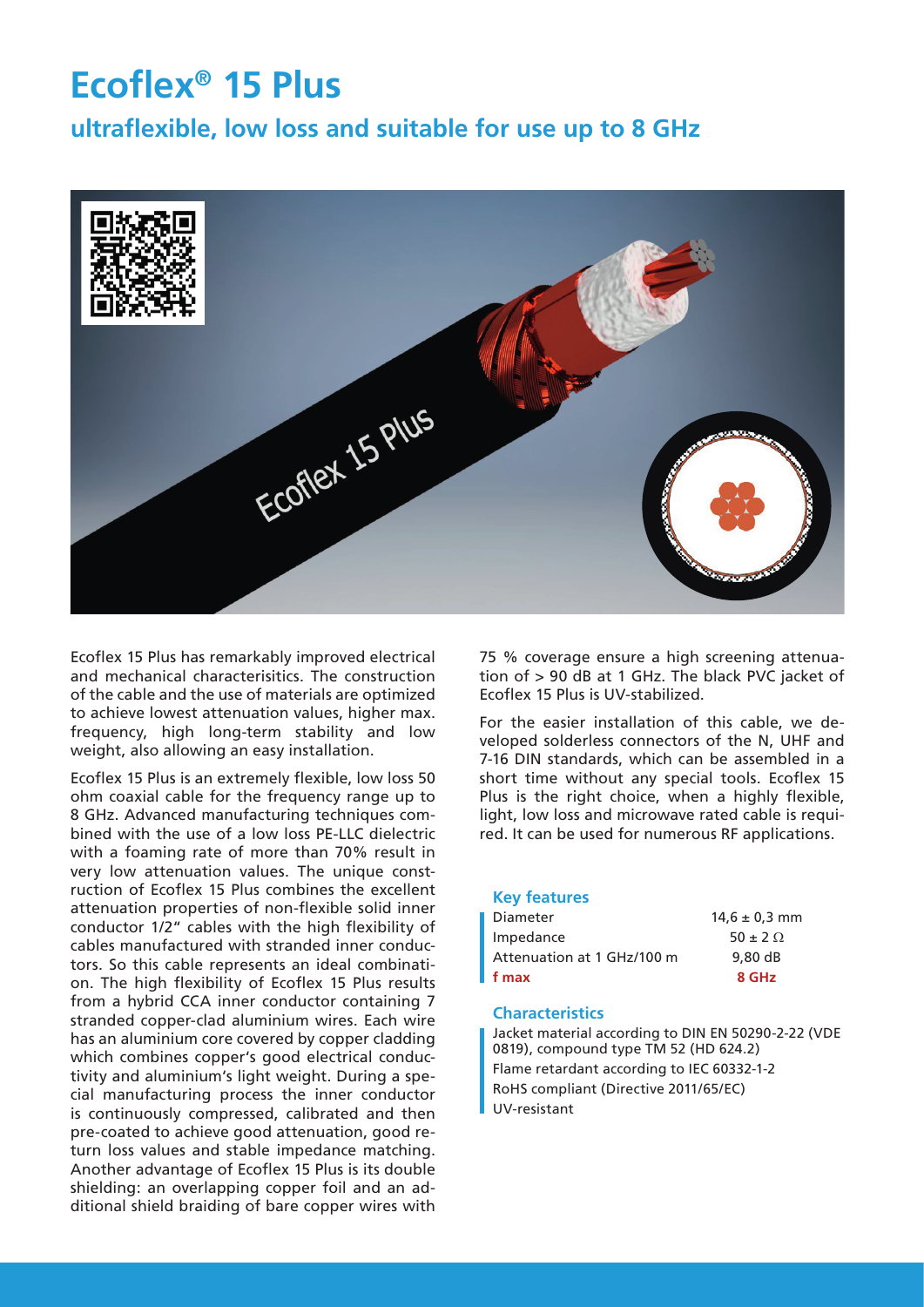# Ecoflex® 15 Plus

## ultraflexible, low loss and suitable for use up to 8 GHz

Ecoflex 15 Plus has remarkably improved electrical and mechanical characterisitics. The construction of the cable and the use of materials are optimized to achieve lowest attenuation values, higher max. frequency, high long-term stability and low weight, also allowing an easy installation.

Ecoflex 15 Plus is an extremely flexible, low loss 50 ohm coaxial cable for the frequency range up to 8 GHz. Advanced manufacturing techniques combined with the use of a low loss PE-LLC dielectric with a foaming rate of more than 70% result in very low attenuation values. The unique construction of Ecoflex 15 Plus combines the excellent attenuation properties of non-flexible solid inner conductor 1/2" cables with the high flexibility of cables manufactured with stranded inner conductors. So this cable represents an ideal combination. The high flexibility of Ecoflex 15 Plus results from a hybrid CCA inner conductor containing 7 stranded copper-clad aluminium wires. Each wire has an aluminium core covered by copper cladding which combines copper's good electrical conductivity and aluminium's light weight. During a special manufacturing process the inner conductor is continuously compressed, calibrated and then pre-coated to achieve good attenuation, good return loss values and stable impedance matching. Another advantage of Ecoflex 15 Plus is its double shielding: an overlapping copper foil and an additional shield braiding of bare copper wires with 75 % coverage ensure a high screening attenuation of > 90 dB at 1 GHz. The black PVC jacket of Ecoflex 15 Plus is UV-stabilized.

For the easier installation of this cable, we developed solderless connectors of the N, UHF and 7-16 DIN standards, which can be assembled in a short time without any special tools. Ecoflex 15 Plus is the right choice, when a highly flexible, light, low loss and microwave rated cable is required. It can be used for numerous RF applications.

### Key features

| | |
|---|---|
| Diameter | 14,6 ± 0,3 mm |
| Impedance | 50 ± 2 Ω |
| Attenuation at 1 GHz/100 m | 9,80 dB |
| **f max** | **8 GHz** |

### Characteristics

- Jacket material according to DIN EN 50290-2-22 (VDE 0819), compound type TM 52 (HD 624.2)
- Flame retardant according to IEC 60332-1-2
- RoHS compliant (Directive 2011/65/EC)
- UV-resistant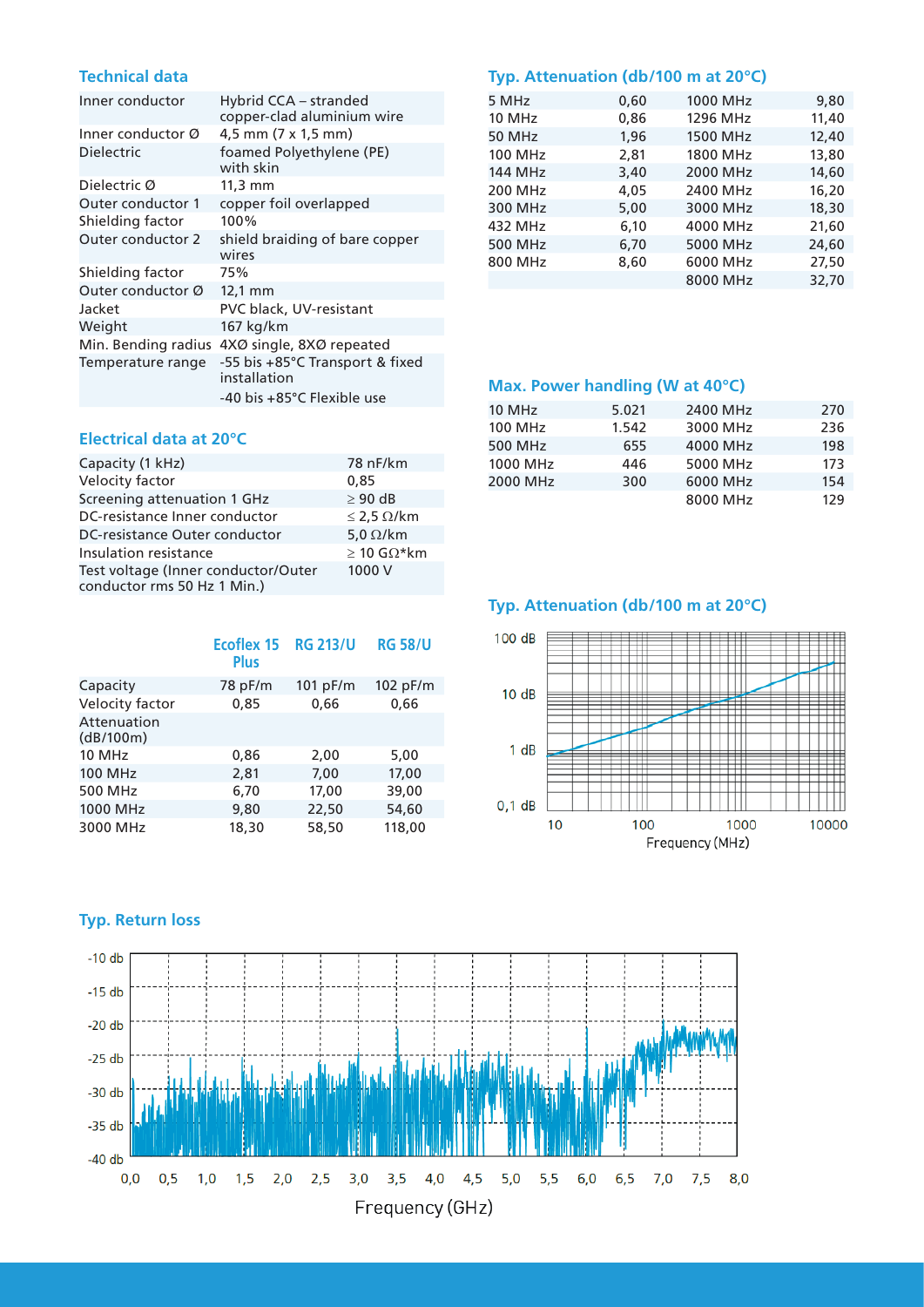## Technical data

| | |
|---|---|
| Inner conductor | Hybrid CCA – stranded copper-clad aluminium wire |
| Inner conductor Ø | 4,5 mm (7 x 1,5 mm) |
| Dielectric | foamed Polyethylene (PE) with skin |
| Dielectric Ø | 11,3 mm |
| Outer conductor 1 | copper foil overlapped |
| Shielding factor | 100% |
| Outer conductor 2 | shield braiding of bare copper wires |
| Shielding factor | 75% |
| Outer conductor Ø | 12,1 mm |
| Jacket | PVC black, UV-resistant |
| Weight | 167 kg/km |
| Min. Bending radius | 4XØ single, 8XØ repeated |
| Temperature range | -55 bis +85°C Transport & fixed installation |
| | -40 bis +85°C Flexible use |

## Electrical data at 20°C

| | |
|---|---|
| Capacity (1 kHz) | 78 nF/km |
| Velocity factor | 0,85 |
| Screening attenuation 1 GHz | ≥ 90 dB |
| DC-resistance Inner conductor | ≤ 2,5 Ω/km |
| DC-resistance Outer conductor | 5,0 Ω/km |
| Insulation resistance | ≥ 10 GΩ*km |
| Test voltage (Inner conductor/Outer conductor rms 50 Hz 1 Min.) | 1000 V |

| | Ecoflex 15 Plus | RG 213/U | RG 58/U |
|---|---|---|---|
| Capacity | 78 pF/m | 101 pF/m | 102 pF/m |
| Velocity factor | 0,85 | 0,66 | 0,66 |
| Attenuation (dB/100m) | | | |
| 10 MHz | 0,86 | 2,00 | 5,00 |
| 100 MHz | 2,81 | 7,00 | 17,00 |
| 500 MHz | 6,70 | 17,00 | 39,00 |
| 1000 MHz | 9,80 | 22,50 | 54,60 |
| 3000 MHz | 18,30 | 58,50 | 118,00 |

## Typ. Attenuation (db/100 m at 20°C)

| | | | |
|---|---|---|---|
| 5 MHz | 0,60 | 1000 MHz | 9,80 |
| 10 MHz | 0,86 | 1296 MHz | 11,40 |
| 50 MHz | 1,96 | 1500 MHz | 12,40 |
| 100 MHz | 2,81 | 1800 MHz | 13,80 |
| 144 MHz | 3,40 | 2000 MHz | 14,60 |
| 200 MHz | 4,05 | 2400 MHz | 16,20 |
| 300 MHz | 5,00 | 3000 MHz | 18,30 |
| 432 MHz | 6,10 | 4000 MHz | 21,60 |
| 500 MHz | 6,70 | 5000 MHz | 24,60 |
| 800 MHz | 8,60 | 6000 MHz | 27,50 |
| | | 8000 MHz | 32,70 |

## Max. Power handling (W at 40°C)

| | | | |
|---|---|---|---|
| 10 MHz | 5.021 | 2400 MHz | 270 |
| 100 MHz | 1.542 | 3000 MHz | 236 |
| 500 MHz | 655 | 4000 MHz | 198 |
| 1000 MHz | 446 | 5000 MHz | 173 |
| 2000 MHz | 300 | 6000 MHz | 154 |
| | | 8000 MHz | 129 |

## Typ. Attenuation (db/100 m at 20°C)

100 dB
10 dB
1 dB
0,1 dB
10 100 1000 10000
Frequency (MHz)

## Typ. Return loss

-10 db
-15 db
-20 db
-25 db
-30 db
-35 db
-40 db
0,0 0,5 1,0 1,5 2,0 2,5 3,0 3,5 4,0 4,5 5,0 5,5 6,0 6,5 7,0 7,5 8,0
Frequency (GHz)